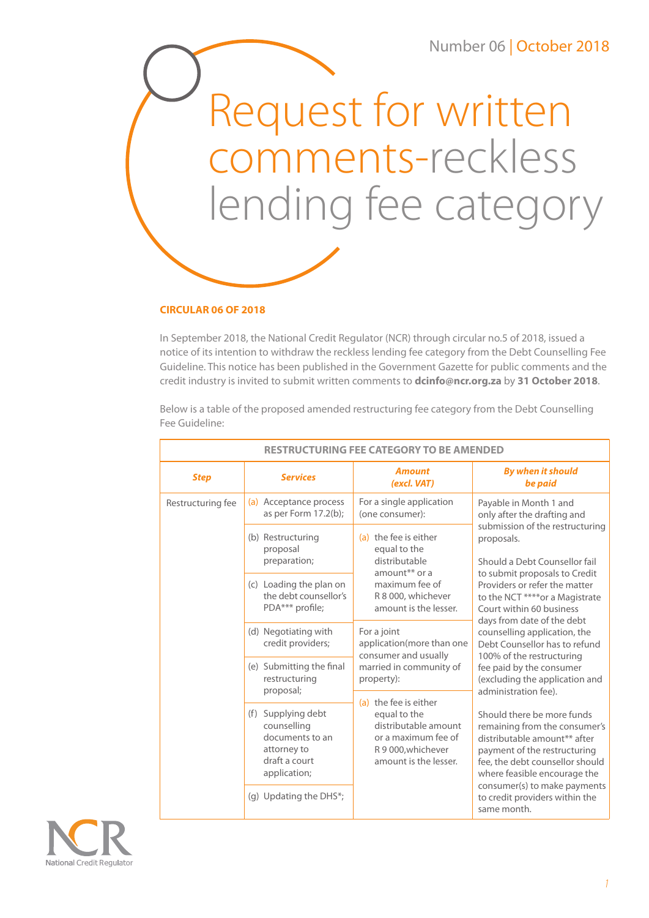Number 06 | October 2018

# Request for written comments-reckless lending fee category

**CIRCULAR 06 OF 2018**

In September 2018, the National Credit Regulator (NCR) through circular no.5 of 2018, issued a notice of its intention to withdraw the reckless lending fee category from the Debt Counselling Fee Guideline. This notice has been published in the Government Gazette for public comments and the credit industry is invited to submit written comments to **dcinfo@ncr.org.za** by **31 October 2018**.

Below is a table of the proposed amended restructuring fee category from the Debt Counselling Fee Guideline:

| RESTRUCTURING FEE CATEGORY TO BE AMENDED | | | |
|---|---|---|---|
| ***Step*** | ***Services*** | ***Amount (excl. VAT)*** | ***By when it should be paid*** |
| Restructuring fee | (a) Acceptance process as per Form 17.2(b);<br>(b) Restructuring proposal preparation;<br>(c) Loading the plan on the debt counsellor's PDA*** profile;<br>(d) Negotiating with credit providers;<br>(e) Submitting the final restructuring proposal;<br>(f) Supplying debt counselling documents to an attorney to draft a court application;<br>(g) Updating the DHS*; | For a single application (one consumer):<br>(a) the fee is either equal to the distributable amount** or a maximum fee of R 8 000, whichever amount is the lesser.<br><br>For a joint application(more than one consumer and usually married in community of property):<br>(a) the fee is either equal to the distributable amount or a maximum fee of R 9 000,whichever amount is the lesser. | Payable in Month 1 and only after the drafting and submission of the restructuring proposals.<br><br>Should a Debt Counsellor fail to submit proposals to Credit Providers or refer the matter to the NCT ****or a Magistrate Court within 60 business days from date of the debt counselling application, the Debt Counsellor has to refund 100% of the restructuring fee paid by the consumer (excluding the application and administration fee).<br><br>Should there be more funds remaining from the consumer's distributable amount** after payment of the restructuring fee, the debt counsellor should where feasible encourage the consumer(s) to make payments to credit providers within the same month. |

NCR National Credit Regulator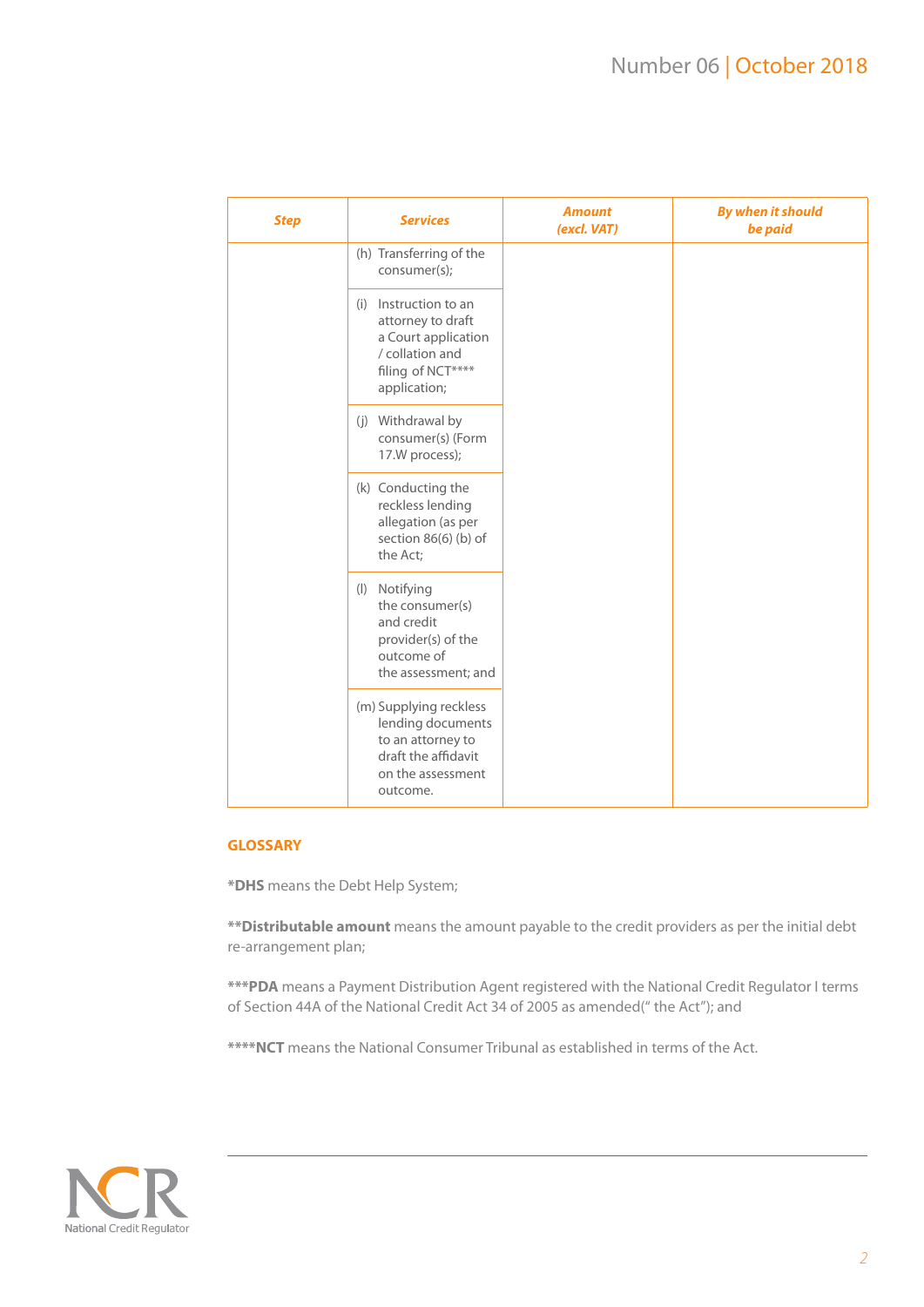| Step | Services | Amount (excl. VAT) | By when it should be paid |
|---|---|---|---|
| | (h) Transferring of the consumer(s); | | |
| | (i) Instruction to an attorney to draft a Court application / collation and filing of NCT**** application; | | |
| | (j) Withdrawal by consumer(s) (Form 17.W process); | | |
| | (k) Conducting the reckless lending allegation (as per section 86(6) (b) of the Act; | | |
| | (l) Notifying the consumer(s) and credit provider(s) of the outcome of the assessment; and | | |
| | (m) Supplying reckless lending documents to an attorney to draft the affidavit on the assessment outcome. | | |

## GLOSSARY

***DHS** means the Debt Help System;

****Distributable amount** means the amount payable to the credit providers as per the initial debt re-arrangement plan;

*****PDA** means a Payment Distribution Agent registered with the National Credit Regulator I terms of Section 44A of the National Credit Act 34 of 2005 as amended(" the Act"); and

******NCT** means the National Consumer Tribunal as established in terms of the Act.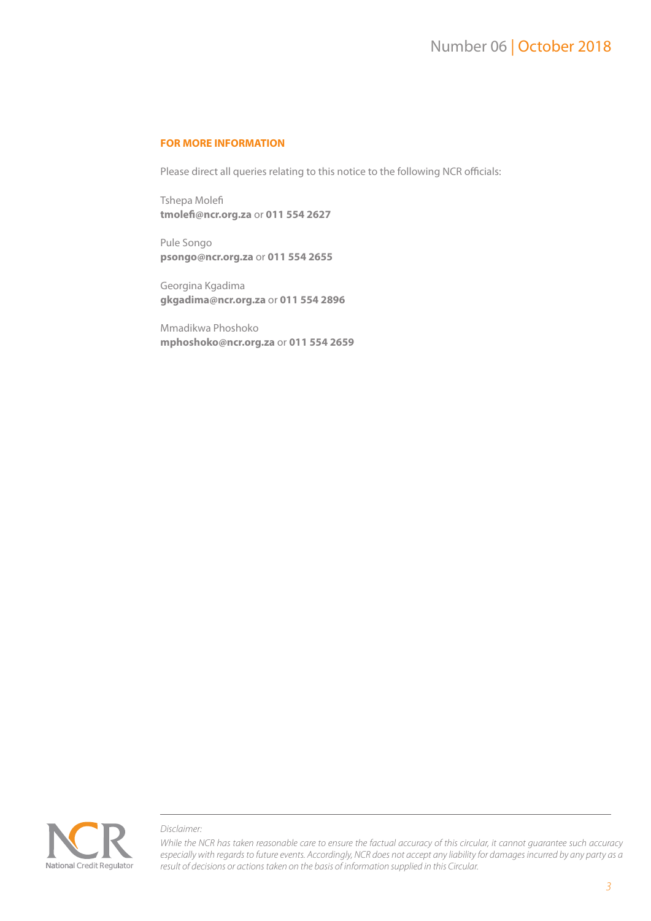### FOR MORE INFORMATION

Please direct all queries relating to this notice to the following NCR officials:

Tshepa Molefi
**tmolefi@ncr.org.za** or **011 554 2627**

Pule Songo
**psongo@ncr.org.za** or **011 554 2655**

Georgina Kgadima
**gkgadima@ncr.org.za** or **011 554 2896**

Mmadikwa Phoshoko
**mphoshoko@ncr.org.za** or **011 554 2659**

*Disclaimer:*

*While the NCR has taken reasonable care to ensure the factual accuracy of this circular, it cannot guarantee such accuracy especially with regards to future events. Accordingly, NCR does not accept any liability for damages incurred by any party as a result of decisions or actions taken on the basis of information supplied in this Circular.*